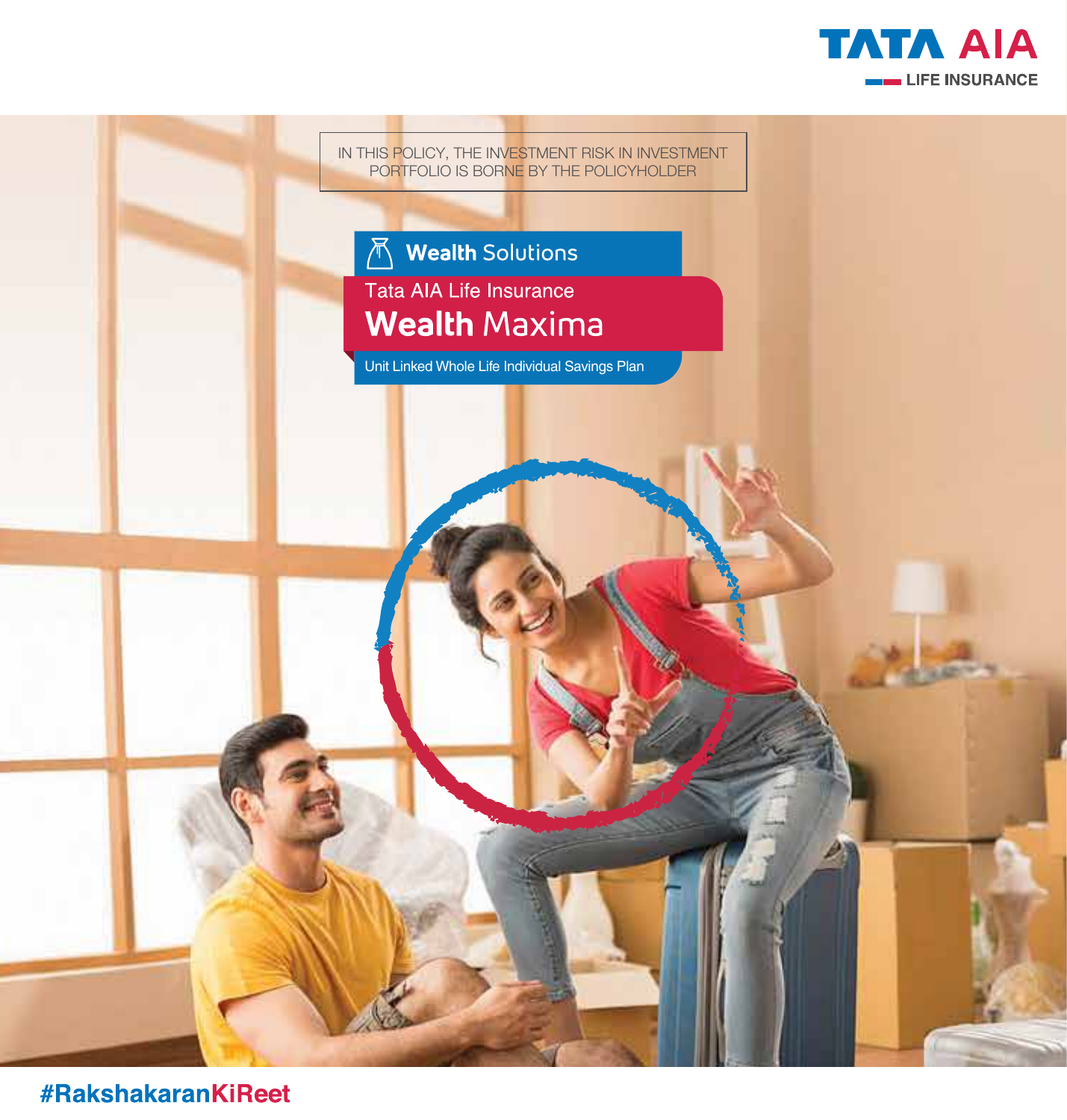TATA AIA
LIFE INSURANCE

IN THIS POLICY, THE INVESTMENT RISK IN INVESTMENT PORTFOLIO IS BORNE BY THE POLICYHOLDER

**Wealth** Solutions

Tata AIA Life Insurance

# **Wealth** Maxima

Unit Linked Whole Life Individual Savings Plan

#RakshakaranKiReet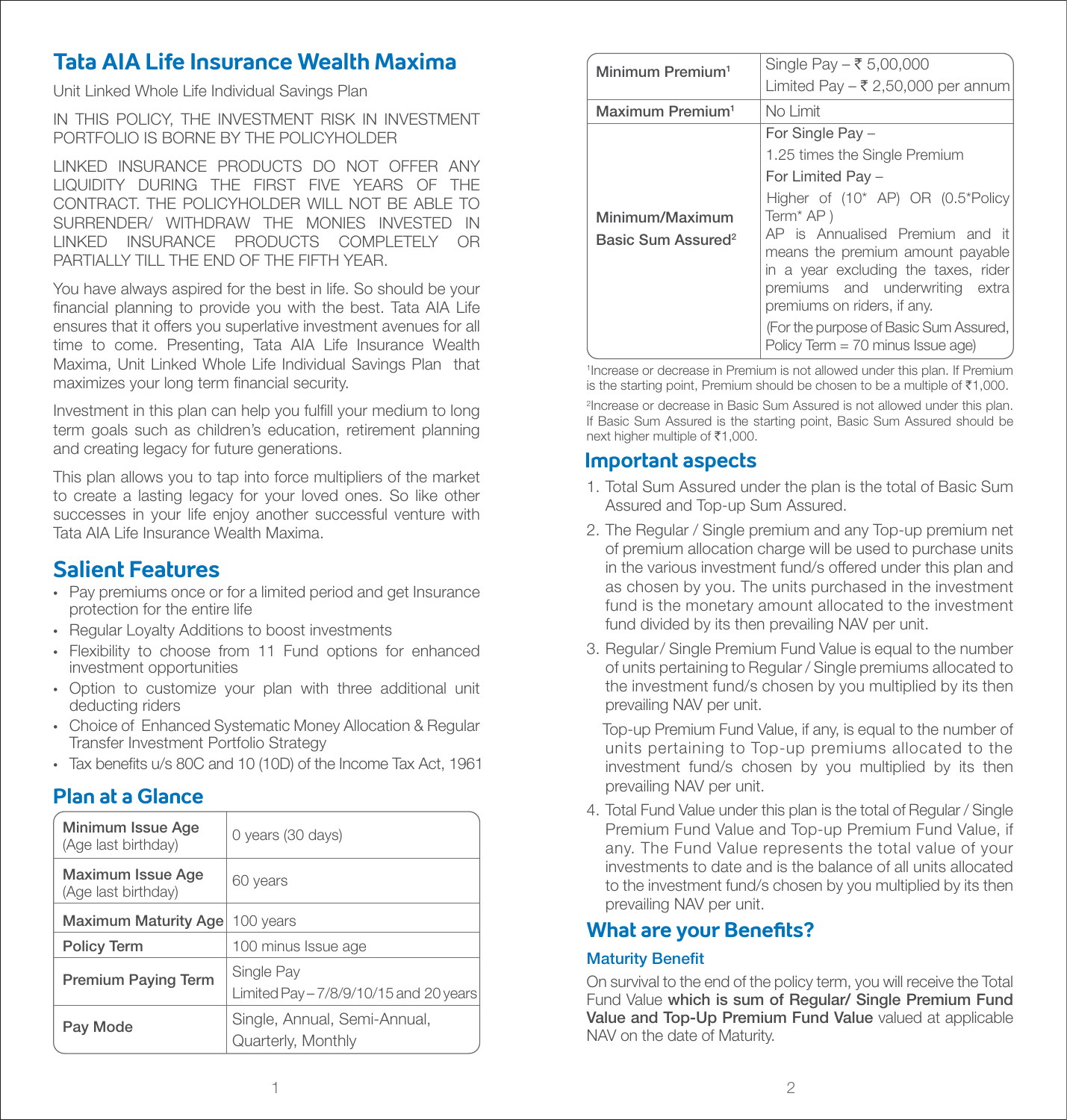# Tata AIA Life Insurance Wealth Maxima

Unit Linked Whole Life Individual Savings Plan

IN THIS POLICY, THE INVESTMENT RISK IN INVESTMENT PORTFOLIO IS BORNE BY THE POLICYHOLDER

LINKED INSURANCE PRODUCTS DO NOT OFFER ANY LIQUIDITY DURING THE FIRST FIVE YEARS OF THE CONTRACT. THE POLICYHOLDER WILL NOT BE ABLE TO SURRENDER/ WITHDRAW THE MONIES INVESTED IN LINKED INSURANCE PRODUCTS COMPLETELY OR PARTIALLY TILL THE END OF THE FIFTH YEAR.

You have always aspired for the best in life. So should be your financial planning to provide you with the best. Tata AIA Life ensures that it offers you superlative investment avenues for all time to come. Presenting, Tata AIA Life Insurance Wealth Maxima, Unit Linked Whole Life Individual Savings Plan that maximizes your long term financial security.

Investment in this plan can help you fulfill your medium to long term goals such as children's education, retirement planning and creating legacy for future generations.

This plan allows you to tap into force multipliers of the market to create a lasting legacy for your loved ones. So like other successes in your life enjoy another successful venture with Tata AIA Life Insurance Wealth Maxima.

## Salient Features

- Pay premiums once or for a limited period and get Insurance protection for the entire life
- Regular Loyalty Additions to boost investments
- Flexibility to choose from 11 Fund options for enhanced investment opportunities
- Option to customize your plan with three additional unit deducting riders
- Choice of Enhanced Systematic Money Allocation & Regular Transfer Investment Portfolio Strategy
- Tax benefits u/s 80C and 10 (10D) of the Income Tax Act, 1961

## Plan at a Glance

| | |
|---|---|
| **Minimum Issue Age** (Age last birthday) | 0 years (30 days) |
| **Maximum Issue Age** (Age last birthday) | 60 years |
| **Maximum Maturity Age** | 100 years |
| **Policy Term** | 100 minus Issue age |
| **Premium Paying Term** | Single Pay<br>Limited Pay – 7/8/9/10/15 and 20 years |
| **Pay Mode** | Single, Annual, Semi-Annual, Quarterly, Monthly |
| **Minimum Premium**[1] | Single Pay – ₹ 5,00,000<br>Limited Pay – ₹ 2,50,000 per annum |
| **Maximum Premium**[1] | No Limit |
| **Minimum/Maximum Basic Sum Assured**[2] | For Single Pay –<br>1.25 times the Single Premium<br>For Limited Pay –<br>Higher of (10* AP) OR (0.5*Policy Term* AP )<br>AP is Annualised Premium and it means the premium amount payable in a year excluding the taxes, rider premiums and underwriting extra premiums on riders, if any.<br>(For the purpose of Basic Sum Assured, Policy Term = 70 minus Issue age) |

[1]Increase or decrease in Premium is not allowed under this plan. If Premium is the starting point, Premium should be chosen to be a multiple of ₹1,000.

[2]Increase or decrease in Basic Sum Assured is not allowed under this plan. If Basic Sum Assured is the starting point, Basic Sum Assured should be next higher multiple of ₹1,000.

## Important aspects

1. Total Sum Assured under the plan is the total of Basic Sum Assured and Top-up Sum Assured.
2. The Regular / Single premium and any Top-up premium net of premium allocation charge will be used to purchase units in the various investment fund/s offered under this plan and as chosen by you. The units purchased in the investment fund is the monetary amount allocated to the investment fund divided by its then prevailing NAV per unit.
3. Regular/ Single Premium Fund Value is equal to the number of units pertaining to Regular / Single premiums allocated to the investment fund/s chosen by you multiplied by its then prevailing NAV per unit.

   Top-up Premium Fund Value, if any, is equal to the number of units pertaining to Top-up premiums allocated to the investment fund/s chosen by you multiplied by its then prevailing NAV per unit.
4. Total Fund Value under this plan is the total of Regular / Single Premium Fund Value and Top-up Premium Fund Value, if any. The Fund Value represents the total value of your investments to date and is the balance of all units allocated to the investment fund/s chosen by you multiplied by its then prevailing NAV per unit.

## What are your Benefits?

### Maturity Benefit

On survival to the end of the policy term, you will receive the Total Fund Value **which is sum of Regular/ Single Premium Fund Value and Top-Up Premium Fund Value** valued at applicable NAV on the date of Maturity.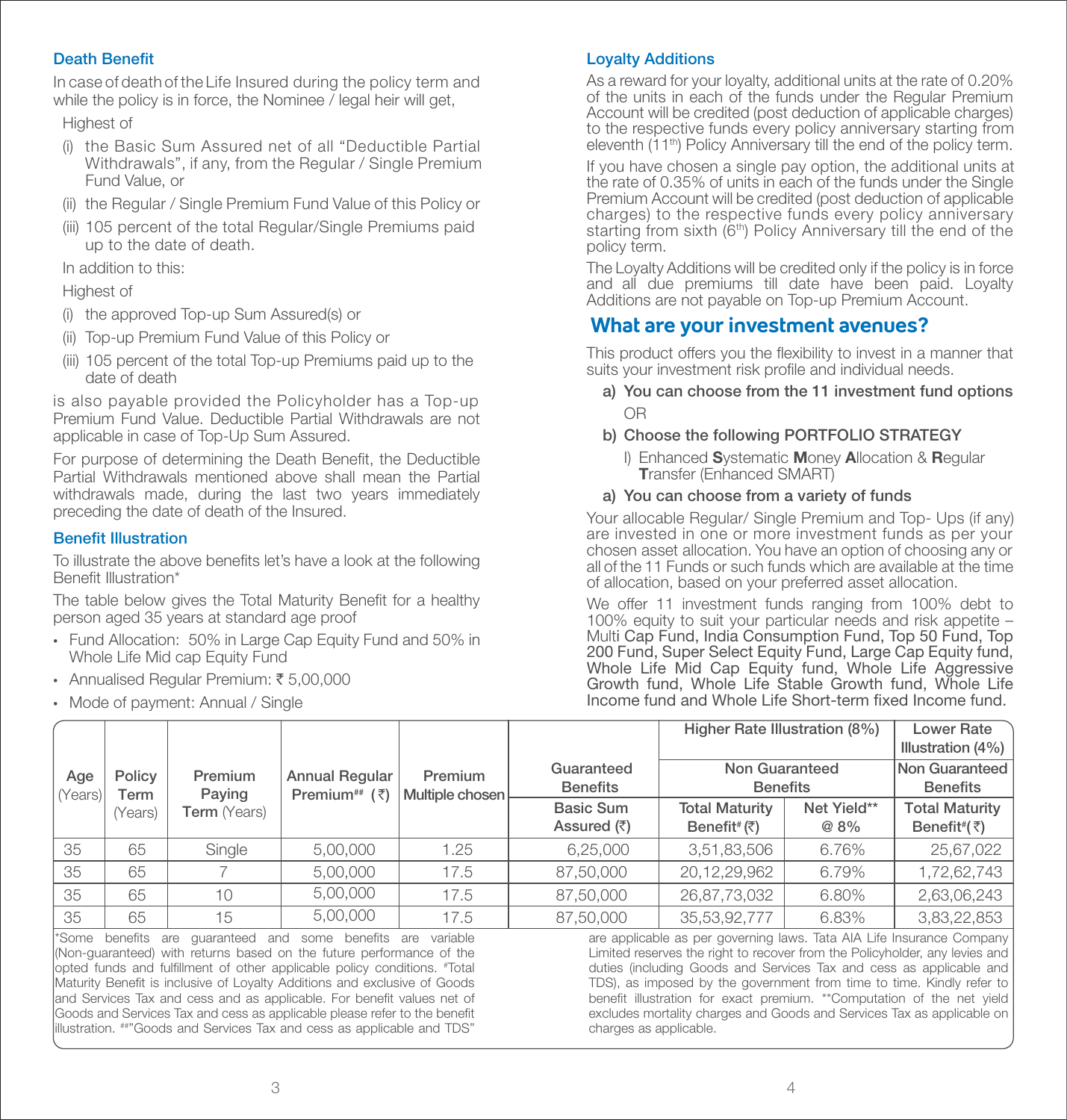### Death Benefit

In case of death of the Life Insured during the policy term and while the policy is in force, the Nominee / legal heir will get,

Highest of

(i) the Basic Sum Assured net of all "Deductible Partial Withdrawals", if any, from the Regular / Single Premium Fund Value, or

(ii) the Regular / Single Premium Fund Value of this Policy or

(iii) 105 percent of the total Regular/Single Premiums paid up to the date of death.

In addition to this:

Highest of

(i) the approved Top-up Sum Assured(s) or

(ii) Top-up Premium Fund Value of this Policy or

(iii) 105 percent of the total Top-up Premiums paid up to the date of death

is also payable provided the Policyholder has a Top-up Premium Fund Value. Deductible Partial Withdrawals are not applicable in case of Top-Up Sum Assured.

For purpose of determining the Death Benefit, the Deductible Partial Withdrawals mentioned above shall mean the Partial withdrawals made, during the last two years immediately preceding the date of death of the Insured.

### Benefit Illustration

To illustrate the above benefits let's have a look at the following Benefit Illustration*

The table below gives the Total Maturity Benefit for a healthy person aged 35 years at standard age proof

- Fund Allocation: 50% in Large Cap Equity Fund and 50% in Whole Life Mid cap Equity Fund
- Annualised Regular Premium: ₹ 5,00,000
- Mode of payment: Annual / Single

### Loyalty Additions

As a reward for your loyalty, additional units at the rate of 0.20% of the units in each of the funds under the Regular Premium Account will be credited (post deduction of applicable charges) to the respective funds every policy anniversary starting from eleventh (11th) Policy Anniversary till the end of the policy term.

If you have chosen a single pay option, the additional units at the rate of 0.35% of units in each of the funds under the Single Premium Account will be credited (post deduction of applicable charges) to the respective funds every policy anniversary starting from sixth (6th) Policy Anniversary till the end of the policy term.

The Loyalty Additions will be credited only if the policy is in force and all due premiums till date have been paid. Loyalty Additions are not payable on Top-up Premium Account.

## What are your investment avenues?

This product offers you the flexibility to invest in a manner that suits your investment risk profile and individual needs.

**a) You can choose from the 11 investment fund options**

OR

**b) Choose the following PORTFOLIO STRATEGY**

I) Enhanced **S**ystematic **M**oney **A**llocation & **R**egular **T**ransfer (Enhanced SMART)

**a) You can choose from a variety of funds**

Your allocable Regular/ Single Premium and Top- Ups (if any) are invested in one or more investment funds as per your chosen asset allocation. You have an option of choosing any or all of the 11 Funds or such funds which are available at the time of allocation, based on your preferred asset allocation.

We offer 11 investment funds ranging from 100% debt to 100% equity to suit your particular needs and risk appetite – Multi Cap Fund, India Consumption Fund, Top 50 Fund, Top 200 Fund, Super Select Equity Fund, Large Cap Equity fund, Whole Life Mid Cap Equity fund, Whole Life Aggressive Growth fund, Whole Life Stable Growth fund, Whole Life Income fund and Whole Life Short-term fixed Income fund.

| Age (Years) | Policy Term (Years) | Premium Paying Term (Years) | Annual Regular Premium## (₹) | Premium Multiple chosen | Guaranteed Benefits | Higher Rate Illustration (8%) | | Lower Rate Illustration (4%) |
|---|---|---|---|---|---|---|---|---|
| | | | | | | Non Guaranteed Benefits | | Non Guaranteed Benefits |
| | | | | | Basic Sum Assured (₹) | Total Maturity Benefit# (₹) | Net Yield** @ 8% | Total Maturity Benefit# (₹) |
| 35 | 65 | Single | 5,00,000 | 1.25 | 6,25,000 | 3,51,83,506 | 6.76% | 25,67,022 |
| 35 | 65 | 7 | 5,00,000 | 17.5 | 87,50,000 | 20,12,29,962 | 6.79% | 1,72,62,743 |
| 35 | 65 | 10 | 5,00,000 | 17.5 | 87,50,000 | 26,87,73,032 | 6.80% | 2,63,06,243 |
| 35 | 65 | 15 | 5,00,000 | 17.5 | 87,50,000 | 35,53,92,777 | 6.83% | 3,83,22,853 |

*Some benefits are guaranteed and some benefits are variable (Non-guaranteed) with returns based on the future performance of the opted funds and fulfillment of other applicable policy conditions. #Total Maturity Benefit is inclusive of Loyalty Additions and exclusive of Goods and Services Tax and cess and as applicable. For benefit values net of Goods and Services Tax and cess as applicable please refer to the benefit illustration. ##"Goods and Services Tax and cess as applicable and TDS" are applicable as per governing laws. Tata AIA Life Insurance Company Limited reserves the right to recover from the Policyholder, any levies and duties (including Goods and Services Tax and cess as applicable and TDS), as imposed by the government from time to time. Kindly refer to benefit illustration for exact premium. **Computation of the net yield excludes mortality charges and Goods and Services Tax as applicable on charges as applicable.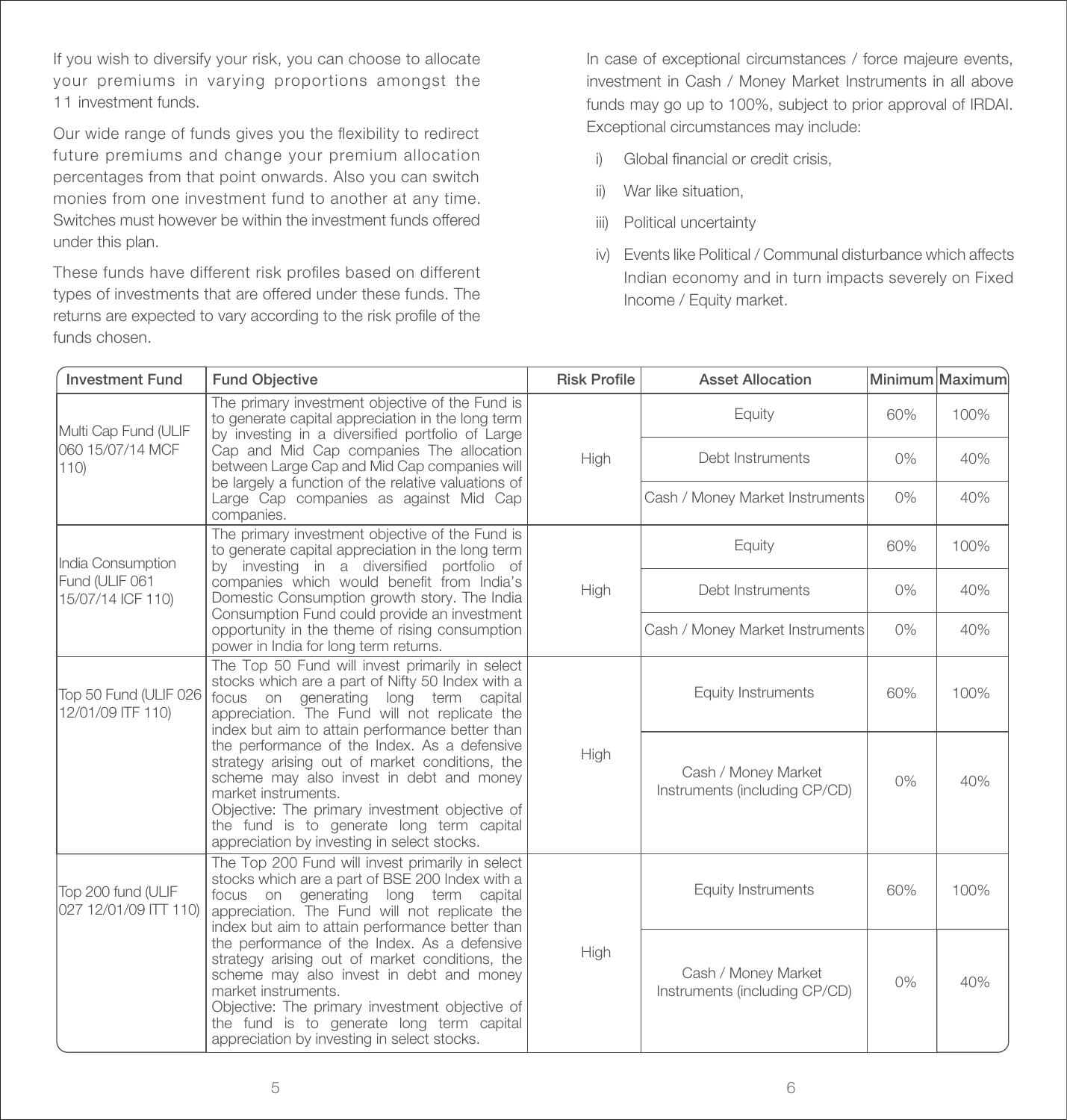If you wish to diversify your risk, you can choose to allocate your premiums in varying proportions amongst the 11 investment funds.

Our wide range of funds gives you the flexibility to redirect future premiums and change your premium allocation percentages from that point onwards. Also you can switch monies from one investment fund to another at any time. Switches must however be within the investment funds offered under this plan.

These funds have different risk profiles based on different types of investments that are offered under these funds. The returns are expected to vary according to the risk profile of the funds chosen.

In case of exceptional circumstances / force majeure events, investment in Cash / Money Market Instruments in all above funds may go up to 100%, subject to prior approval of IRDAI. Exceptional circumstances may include:

i) Global financial or credit crisis,

ii) War like situation,

iii) Political uncertainty

iv) Events like Political / Communal disturbance which affects Indian economy and in turn impacts severely on Fixed Income / Equity market.

| Investment Fund | Fund Objective | Risk Profile | Asset Allocation | Minimum | Maximum |
|---|---|---|---|---|---|
| Multi Cap Fund (ULIF 060 15/07/14 MCF 110) | The primary investment objective of the Fund is to generate capital appreciation in the long term by investing in a diversified portfolio of Large Cap and Mid Cap companies The allocation between Large Cap and Mid Cap companies will be largely a function of the relative valuations of Large Cap companies as against Mid Cap companies. | High | Equity | 60% | 100% |
| | | | Debt Instruments | 0% | 40% |
| | | | Cash / Money Market Instruments | 0% | 40% |
| India Consumption Fund (ULIF 061 15/07/14 ICF 110) | The primary investment objective of the Fund is to generate capital appreciation in the long term by investing in a diversified portfolio of companies which would benefit from India's Domestic Consumption growth story. The India Consumption Fund could provide an investment opportunity in the theme of rising consumption power in India for long term returns. | High | Equity | 60% | 100% |
| | | | Debt Instruments | 0% | 40% |
| | | | Cash / Money Market Instruments | 0% | 40% |
| Top 50 Fund (ULIF 026 12/01/09 ITF 110) | The Top 50 Fund will invest primarily in select stocks which are a part of Nifty 50 Index with a focus on generating long term capital appreciation. The Fund will not replicate the index but aim to attain performance better than the performance of the Index. As a defensive strategy arising out of market conditions, the scheme may also invest in debt and money market instruments.<br>Objective: The primary investment objective of the fund is to generate long term capital appreciation by investing in select stocks. | High | Equity Instruments | 60% | 100% |
| | | | Cash / Money Market Instruments (including CP/CD) | 0% | 40% |
| Top 200 fund (ULIF 027 12/01/09 ITT 110) | The Top 200 Fund will invest primarily in select stocks which are a part of BSE 200 Index with a focus on generating long term capital appreciation. The Fund will not replicate the index but aim to attain performance better than the performance of the Index. As a defensive strategy arising out of market conditions, the scheme may also invest in debt and money market instruments.<br>Objective: The primary investment objective of the fund is to generate long term capital appreciation by investing in select stocks. | High | Equity Instruments | 60% | 100% |
| | | | Cash / Money Market Instruments (including CP/CD) | 0% | 40% |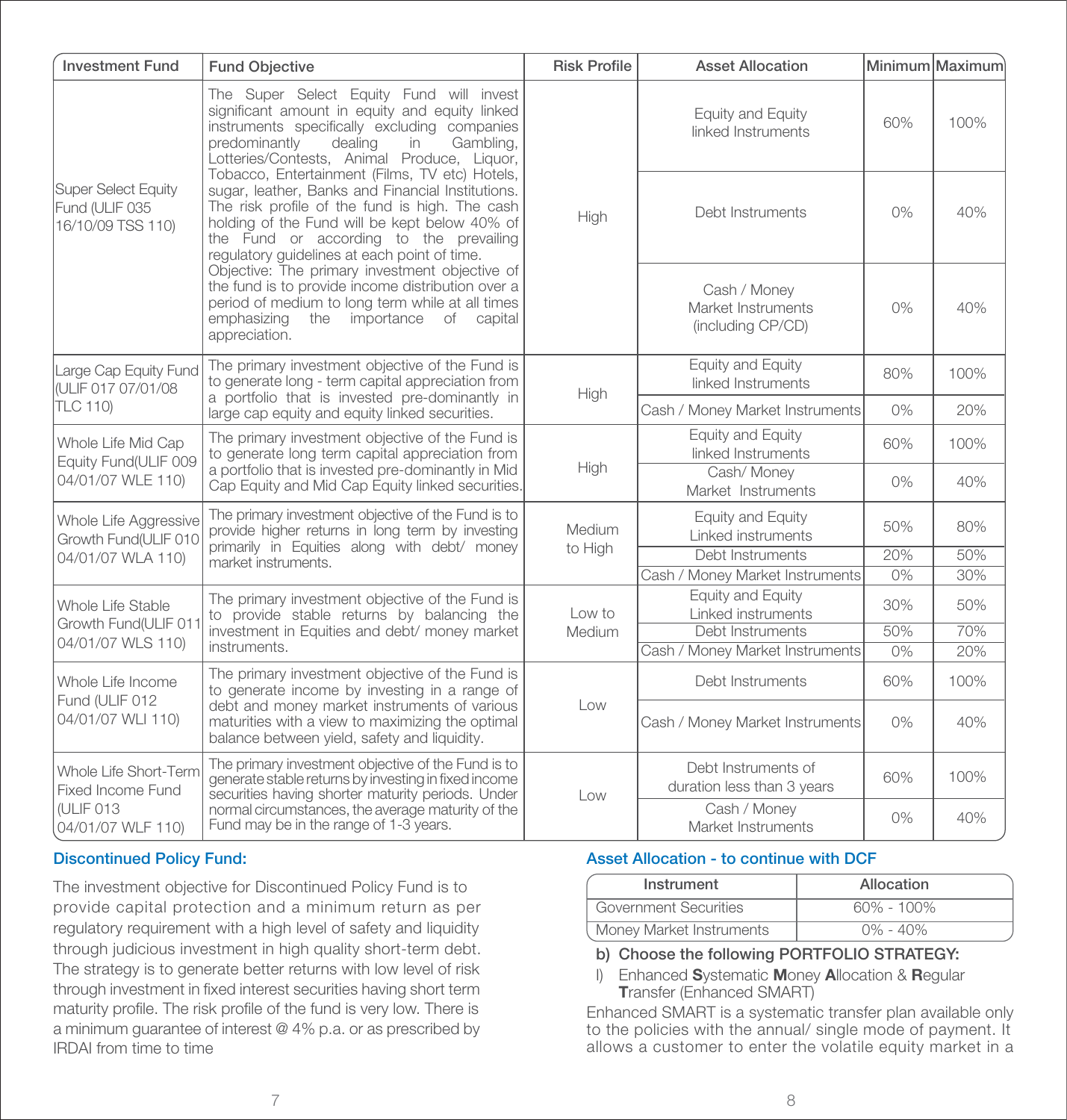| Investment Fund | Fund Objective | Risk Profile | Asset Allocation | Minimum | Maximum |
|---|---|---|---|---|---|
| Super Select Equity Fund (ULIF 035 16/10/09 TSS 110) | The Super Select Equity Fund will invest significant amount in equity and equity linked instruments specifically excluding companies predominantly dealing in Gambling, Lotteries/Contests, Animal Produce, Liquor, Tobacco, Entertainment (Films, TV etc) Hotels, sugar, leather, Banks and Financial Institutions. The risk profile of the fund is high. The cash holding of the Fund will be kept below 40% of the Fund or according to the prevailing regulatory guidelines at each point of time. Objective: The primary investment objective of the fund is to provide income distribution over a period of medium to long term while at all times emphasizing the importance of capital appreciation. | High | Equity and Equity linked Instruments | 60% | 100% |
| | | | Debt Instruments | 0% | 40% |
| | | | Cash / Money Market Instruments (including CP/CD) | 0% | 40% |
| Large Cap Equity Fund (ULIF 017 07/01/08 TLC 110) | The primary investment objective of the Fund is to generate long - term capital appreciation from a portfolio that is invested pre-dominantly in large cap equity and equity linked securities. | High | Equity and Equity linked Instruments | 80% | 100% |
| | | | Cash / Money Market Instruments | 0% | 20% |
| Whole Life Mid Cap Equity Fund(ULIF 009 04/01/07 WLE 110) | The primary investment objective of the Fund is to generate long term capital appreciation from a portfolio that is invested pre-dominantly in Mid Cap Equity and Mid Cap Equity linked securities. | High | Equity and Equity linked Instruments | 60% | 100% |
| | | | Cash/ Money Market Instruments | 0% | 40% |
| Whole Life Aggressive Growth Fund(ULIF 010 04/01/07 WLA 110) | The primary investment objective of the Fund is to provide higher returns in long term by investing primarily in Equities along with debt/ money market instruments. | Medium to High | Equity and Equity Linked instruments | 50% | 80% |
| | | | Debt Instruments | 20% | 50% |
| | | | Cash / Money Market Instruments | 0% | 30% |
| Whole Life Stable Growth Fund(ULIF 011 04/01/07 WLS 110) | The primary investment objective of the Fund is to provide stable returns by balancing the investment in Equities and debt/ money market instruments. | Low to Medium | Equity and Equity Linked instruments | 30% | 50% |
| | | | Debt Instruments | 50% | 70% |
| | | | Cash / Money Market Instruments | 0% | 20% |
| Whole Life Income Fund (ULIF 012 04/01/07 WLI 110) | The primary investment objective of the Fund is to generate income by investing in a range of debt and money market instruments of various maturities with a view to maximizing the optimal balance between yield, safety and liquidity. | Low | Debt Instruments | 60% | 100% |
| | | | Cash / Money Market Instruments | 0% | 40% |
| Whole Life Short-Term Fixed Income Fund (ULIF 013 04/01/07 WLF 110) | The primary investment objective of the Fund is to generate stable returns by investing in fixed income securities having shorter maturity periods. Under normal circumstances, the average maturity of the Fund may be in the range of 1-3 years. | Low | Debt Instruments of duration less than 3 years | 60% | 100% |
| | | | Cash / Money Market Instruments | 0% | 40% |

### Discontinued Policy Fund:

The investment objective for Discontinued Policy Fund is to provide capital protection and a minimum return as per regulatory requirement with a high level of safety and liquidity through judicious investment in high quality short-term debt. The strategy is to generate better returns with low level of risk through investment in fixed interest securities having short term maturity profile. The risk profile of the fund is very low. There is a minimum guarantee of interest @ 4% p.a. or as prescribed by IRDAI from time to time

### Asset Allocation - to continue with DCF

| Instrument | Allocation |
|---|---|
| Government Securities | 60% - 100% |
| Money Market Instruments | 0% - 40% |

**b) Choose the following PORTFOLIO STRATEGY:**

I) Enhanced **S**ystematic **M**oney **A**llocation & **R**egular **T**ransfer (Enhanced SMART)

Enhanced SMART is a systematic transfer plan available only to the policies with the annual/ single mode of payment. It allows a customer to enter the volatile equity market in a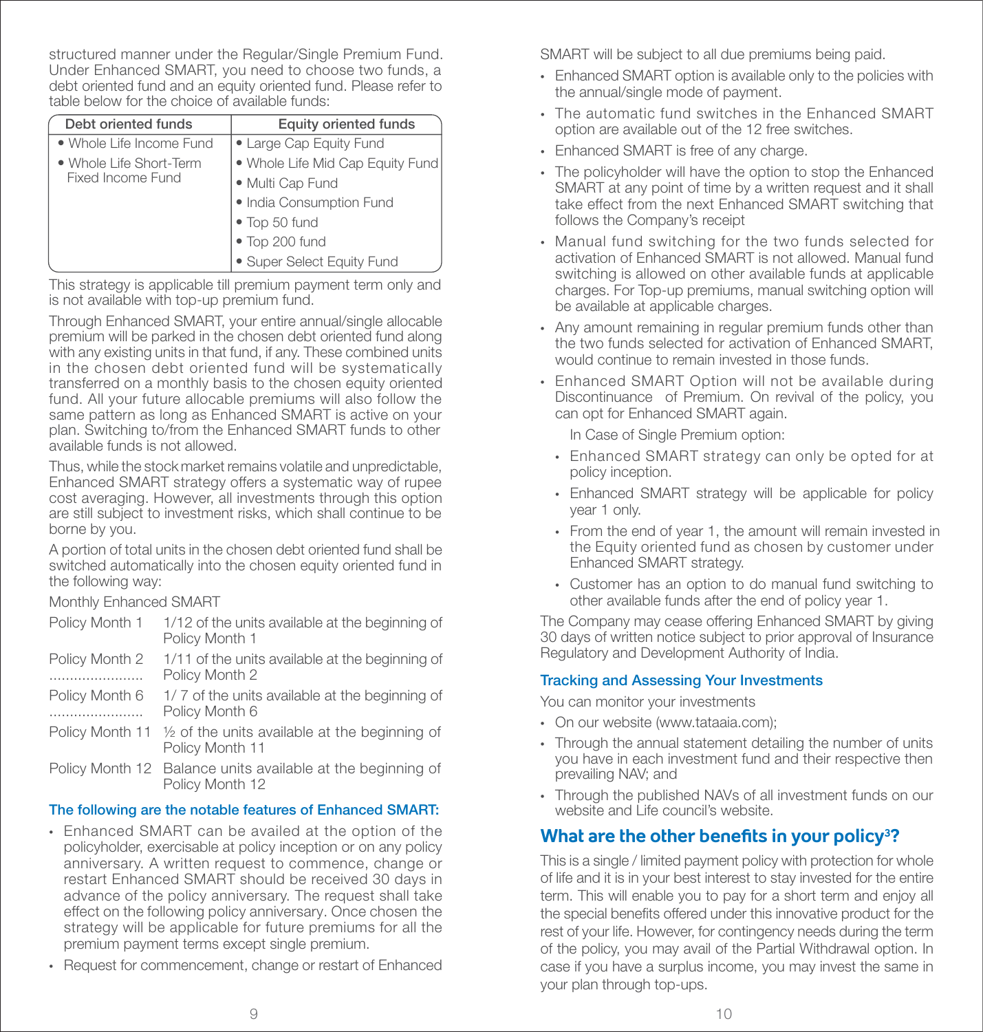structured manner under the Regular/Single Premium Fund. Under Enhanced SMART, you need to choose two funds, a debt oriented fund and an equity oriented fund. Please refer to table below for the choice of available funds:

| Debt oriented funds | Equity oriented funds |
|---|---|
| • Whole Life Income Fund<br>• Whole Life Short-Term Fixed Income Fund | • Large Cap Equity Fund<br>• Whole Life Mid Cap Equity Fund<br>• Multi Cap Fund<br>• India Consumption Fund<br>• Top 50 fund<br>• Top 200 fund<br>• Super Select Equity Fund |

This strategy is applicable till premium payment term only and is not available with top-up premium fund.

Through Enhanced SMART, your entire annual/single allocable premium will be parked in the chosen debt oriented fund along with any existing units in that fund, if any. These combined units in the chosen debt oriented fund will be systematically transferred on a monthly basis to the chosen equity oriented fund. All your future allocable premiums will also follow the same pattern as long as Enhanced SMART is active on your plan. Switching to/from the Enhanced SMART funds to other available funds is not allowed.

Thus, while the stock market remains volatile and unpredictable, Enhanced SMART strategy offers a systematic way of rupee cost averaging. However, all investments through this option are still subject to investment risks, which shall continue to be borne by you.

A portion of total units in the chosen debt oriented fund shall be switched automatically into the chosen equity oriented fund in the following way:

Monthly Enhanced SMART

| | |
|---|---|
| Policy Month 1 | 1/12 of the units available at the beginning of Policy Month 1 |
| Policy Month 2<br>...................... | 1/11 of the units available at the beginning of Policy Month 2 |
| Policy Month 6<br>...................... | 1/ 7 of the units available at the beginning of Policy Month 6 |
| Policy Month 11 | ½ of the units available at the beginning of Policy Month 11 |
| Policy Month 12 | Balance units available at the beginning of Policy Month 12 |

**The following are the notable features of Enhanced SMART:**

- Enhanced SMART can be availed at the option of the policyholder, exercisable at policy inception or on any policy anniversary. A written request to commence, change or restart Enhanced SMART should be received 30 days in advance of the policy anniversary. The request shall take effect on the following policy anniversary. Once chosen the strategy will be applicable for future premiums for all the premium payment terms except single premium.
- Request for commencement, change or restart of Enhanced SMART will be subject to all due premiums being paid.
- Enhanced SMART option is available only to the policies with the annual/single mode of payment.
- The automatic fund switches in the Enhanced SMART option are available out of the 12 free switches.
- Enhanced SMART is free of any charge.
- The policyholder will have the option to stop the Enhanced SMART at any point of time by a written request and it shall take effect from the next Enhanced SMART switching that follows the Company's receipt
- Manual fund switching for the two funds selected for activation of Enhanced SMART is not allowed. Manual fund switching is allowed on other available funds at applicable charges. For Top-up premiums, manual switching option will be available at applicable charges.
- Any amount remaining in regular premium funds other than the two funds selected for activation of Enhanced SMART, would continue to remain invested in those funds.
- Enhanced SMART Option will not be available during Discontinuance of Premium. On revival of the policy, you can opt for Enhanced SMART again.

  In Case of Single Premium option:

  - Enhanced SMART strategy can only be opted for at policy inception.
  - Enhanced SMART strategy will be applicable for policy year 1 only.
  - From the end of year 1, the amount will remain invested in the Equity oriented fund as chosen by customer under Enhanced SMART strategy.
  - Customer has an option to do manual fund switching to other available funds after the end of policy year 1.

The Company may cease offering Enhanced SMART by giving 30 days of written notice subject to prior approval of Insurance Regulatory and Development Authority of India.

### Tracking and Assessing Your Investments

You can monitor your investments

- On our website (www.tataaia.com);
- Through the annual statement detailing the number of units you have in each investment fund and their respective then prevailing NAV; and
- Through the published NAVs of all investment funds on our website and Life council's website.

## What are the other benefits in your policy[3]?

This is a single / limited payment policy with protection for whole of life and it is in your best interest to stay invested for the entire term. This will enable you to pay for a short term and enjoy all the special benefits offered under this innovative product for the rest of your life. However, for contingency needs during the term of the policy, you may avail of the Partial Withdrawal option. In case if you have a surplus income, you may invest the same in your plan through top-ups.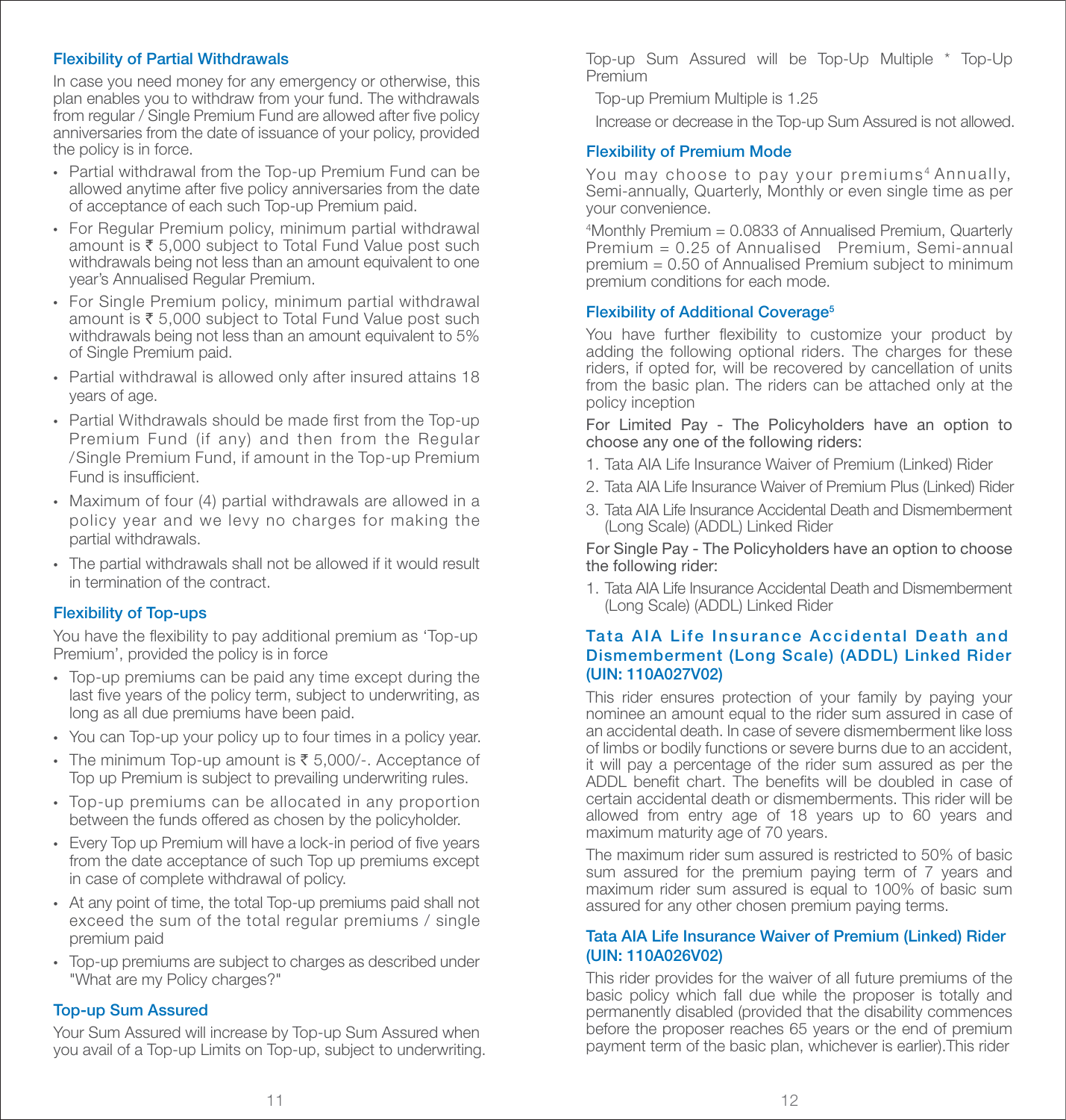### Flexibility of Partial Withdrawals

In case you need money for any emergency or otherwise, this plan enables you to withdraw from your fund. The withdrawals from regular / Single Premium Fund are allowed after five policy anniversaries from the date of issuance of your policy, provided the policy is in force.

- Partial withdrawal from the Top-up Premium Fund can be allowed anytime after five policy anniversaries from the date of acceptance of each such Top-up Premium paid.
- For Regular Premium policy, minimum partial withdrawal amount is ₹ 5,000 subject to Total Fund Value post such withdrawals being not less than an amount equivalent to one year's Annualised Regular Premium.
- For Single Premium policy, minimum partial withdrawal amount is ₹ 5,000 subject to Total Fund Value post such withdrawals being not less than an amount equivalent to 5% of Single Premium paid.
- Partial withdrawal is allowed only after insured attains 18 years of age.
- Partial Withdrawals should be made first from the Top-up Premium Fund (if any) and then from the Regular /Single Premium Fund, if amount in the Top-up Premium Fund is insufficient.
- Maximum of four (4) partial withdrawals are allowed in a policy year and we levy no charges for making the partial withdrawals.
- The partial withdrawals shall not be allowed if it would result in termination of the contract.

### Flexibility of Top-ups

You have the flexibility to pay additional premium as 'Top-up Premium', provided the policy is in force

- Top-up premiums can be paid any time except during the last five years of the policy term, subject to underwriting, as long as all due premiums have been paid.
- You can Top-up your policy up to four times in a policy year.
- The minimum Top-up amount is ₹ 5,000/-. Acceptance of Top up Premium is subject to prevailing underwriting rules.
- Top-up premiums can be allocated in any proportion between the funds offered as chosen by the policyholder.
- Every Top up Premium will have a lock-in period of five years from the date acceptance of such Top up premiums except in case of complete withdrawal of policy.
- At any point of time, the total Top-up premiums paid shall not exceed the sum of the total regular premiums / single premium paid
- Top-up premiums are subject to charges as described under "What are my Policy charges?"

### Top-up Sum Assured

Your Sum Assured will increase by Top-up Sum Assured when you avail of a Top-up Limits on Top-up, subject to underwriting. Top-up Sum Assured will be Top-Up Multiple * Top-Up Premium

Top-up Premium Multiple is 1.25

Increase or decrease in the Top-up Sum Assured is not allowed.

### Flexibility of Premium Mode

You may choose to pay your premiums[4] Annually, Semi-annually, Quarterly, Monthly or even single time as per your convenience.

[4]Monthly Premium = 0.0833 of Annualised Premium, Quarterly Premium = 0.25 of Annualised Premium, Semi-annual premium = 0.50 of Annualised Premium subject to minimum premium conditions for each mode.

### Flexibility of Additional Coverage[5]

You have further flexibility to customize your product by adding the following optional riders. The charges for these riders, if opted for, will be recovered by cancellation of units from the basic plan. The riders can be attached only at the policy inception

For Limited Pay - The Policyholders have an option to choose any one of the following riders:

1. Tata AIA Life Insurance Waiver of Premium (Linked) Rider
2. Tata AIA Life Insurance Waiver of Premium Plus (Linked) Rider
3. Tata AIA Life Insurance Accidental Death and Dismemberment (Long Scale) (ADDL) Linked Rider

For Single Pay - The Policyholders have an option to choose the following rider:

1. Tata AIA Life Insurance Accidental Death and Dismemberment (Long Scale) (ADDL) Linked Rider

### Tata AIA Life Insurance Accidental Death and Dismemberment (Long Scale) (ADDL) Linked Rider (UIN: 110A027V02)

This rider ensures protection of your family by paying your nominee an amount equal to the rider sum assured in case of an accidental death. In case of severe dismemberment like loss of limbs or bodily functions or severe burns due to an accident, it will pay a percentage of the rider sum assured as per the ADDL benefit chart. The benefits will be doubled in case of certain accidental death or dismemberments. This rider will be allowed from entry age of 18 years up to 60 years and maximum maturity age of 70 years.

The maximum rider sum assured is restricted to 50% of basic sum assured for the premium paying term of 7 years and maximum rider sum assured is equal to 100% of basic sum assured for any other chosen premium paying terms.

### Tata AIA Life Insurance Waiver of Premium (Linked) Rider (UIN: 110A026V02)

This rider provides for the waiver of all future premiums of the basic policy which fall due while the proposer is totally and permanently disabled (provided that the disability commences before the proposer reaches 65 years or the end of premium payment term of the basic plan, whichever is earlier).This rider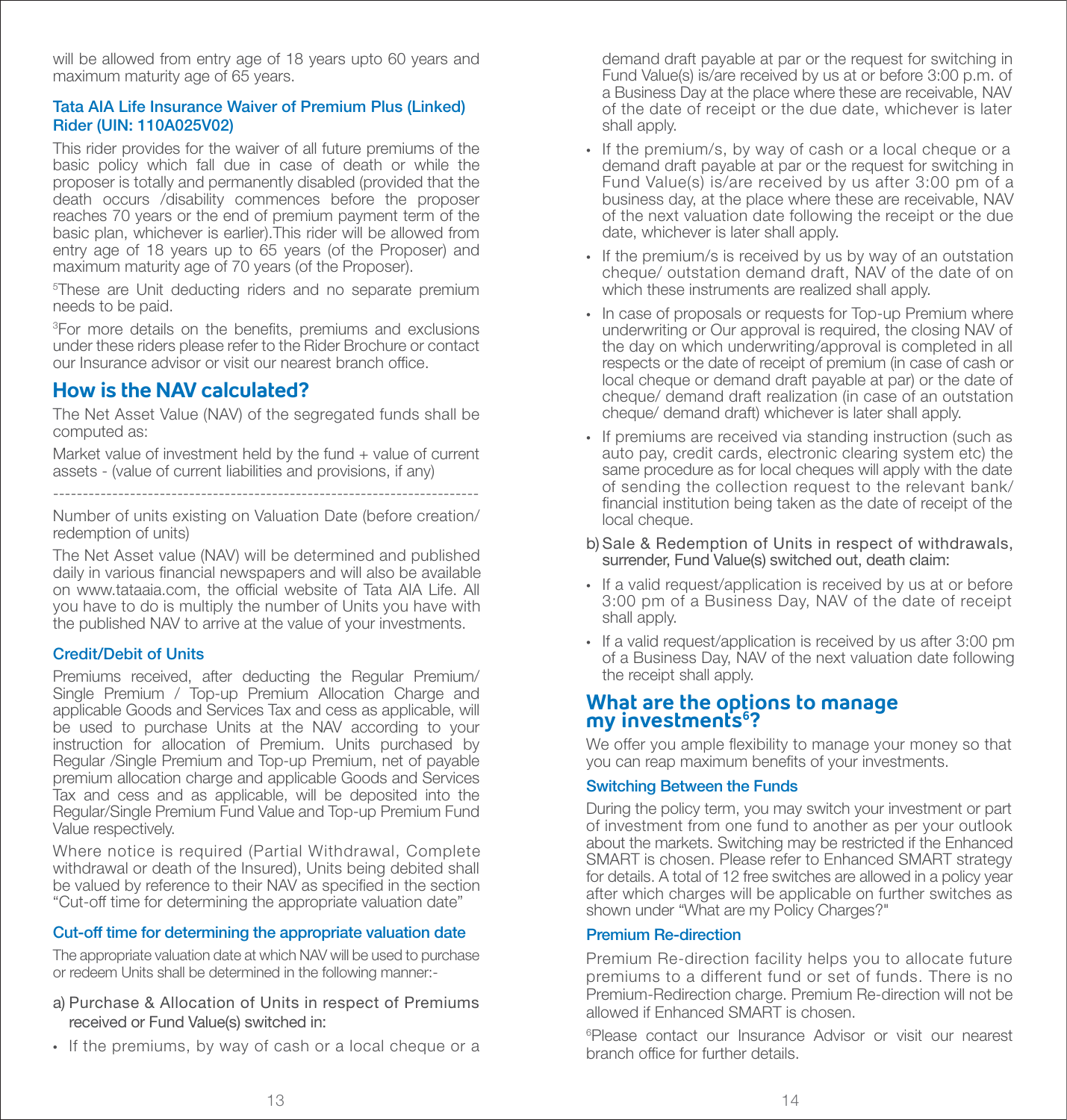will be allowed from entry age of 18 years upto 60 years and maximum maturity age of 65 years.

### Tata AIA Life Insurance Waiver of Premium Plus (Linked) Rider (UIN: 110A025V02)

This rider provides for the waiver of all future premiums of the basic policy which fall due in case of death or while the proposer is totally and permanently disabled (provided that the death occurs /disability commences before the proposer reaches 70 years or the end of premium payment term of the basic plan, whichever is earlier).This rider will be allowed from entry age of 18 years up to 65 years (of the Proposer) and maximum maturity age of 70 years (of the Proposer).

[5]These are Unit deducting riders and no separate premium needs to be paid.

[3]For more details on the benefits, premiums and exclusions under these riders please refer to the Rider Brochure or contact our Insurance advisor or visit our nearest branch office.

## How is the NAV calculated?

The Net Asset Value (NAV) of the segregated funds shall be computed as:

Market value of investment held by the fund + value of current assets - (value of current liabilities and provisions, if any)

------------------------------------------------------------------------

Number of units existing on Valuation Date (before creation/ redemption of units)

The Net Asset value (NAV) will be determined and published daily in various financial newspapers and will also be available on www.tataaia.com, the official website of Tata AIA Life. All you have to do is multiply the number of Units you have with the published NAV to arrive at the value of your investments.

### Credit/Debit of Units

Premiums received, after deducting the Regular Premium/ Single Premium / Top-up Premium Allocation Charge and applicable Goods and Services Tax and cess as applicable, will be used to purchase Units at the NAV according to your instruction for allocation of Premium. Units purchased by Regular /Single Premium and Top-up Premium, net of payable premium allocation charge and applicable Goods and Services Tax and cess and as applicable, will be deposited into the Regular/Single Premium Fund Value and Top-up Premium Fund Value respectively.

Where notice is required (Partial Withdrawal, Complete withdrawal or death of the Insured), Units being debited shall be valued by reference to their NAV as specified in the section "Cut-off time for determining the appropriate valuation date"

### Cut-off time for determining the appropriate valuation date

The appropriate valuation date at which NAV will be used to purchase or redeem Units shall be determined in the following manner:-

a) Purchase & Allocation of Units in respect of Premiums received or Fund Value(s) switched in:

- If the premiums, by way of cash or a local cheque or a demand draft payable at par or the request for switching in Fund Value(s) is/are received by us at or before 3:00 p.m. of a Business Day at the place where these are receivable, NAV of the date of receipt or the due date, whichever is later shall apply.
- If the premium/s, by way of cash or a local cheque or a demand draft payable at par or the request for switching in Fund Value(s) is/are received by us after 3:00 pm of a business day, at the place where these are receivable, NAV of the next valuation date following the receipt or the due date, whichever is later shall apply.
- If the premium/s is received by us by way of an outstation cheque/ outstation demand draft, NAV of the date of on which these instruments are realized shall apply.
- In case of proposals or requests for Top-up Premium where underwriting or Our approval is required, the closing NAV of the day on which underwriting/approval is completed in all respects or the date of receipt of premium (in case of cash or local cheque or demand draft payable at par) or the date of cheque/ demand draft realization (in case of an outstation cheque/ demand draft) whichever is later shall apply.
- If premiums are received via standing instruction (such as auto pay, credit cards, electronic clearing system etc) the same procedure as for local cheques will apply with the date of sending the collection request to the relevant bank/ financial institution being taken as the date of receipt of the local cheque.

b) Sale & Redemption of Units in respect of withdrawals, surrender, Fund Value(s) switched out, death claim:

- If a valid request/application is received by us at or before 3:00 pm of a Business Day, NAV of the date of receipt shall apply.
- If a valid request/application is received by us after 3:00 pm of a Business Day, NAV of the next valuation date following the receipt shall apply.

## What are the options to manage my investments[6]?

We offer you ample flexibility to manage your money so that you can reap maximum benefits of your investments.

### Switching Between the Funds

During the policy term, you may switch your investment or part of investment from one fund to another as per your outlook about the markets. Switching may be restricted if the Enhanced SMART is chosen. Please refer to Enhanced SMART strategy for details. A total of 12 free switches are allowed in a policy year after which charges will be applicable on further switches as shown under "What are my Policy Charges?"

### Premium Re-direction

Premium Re-direction facility helps you to allocate future premiums to a different fund or set of funds. There is no Premium-Redirection charge. Premium Re-direction will not be allowed if Enhanced SMART is chosen.

[6]Please contact our Insurance Advisor or visit our nearest branch office for further details.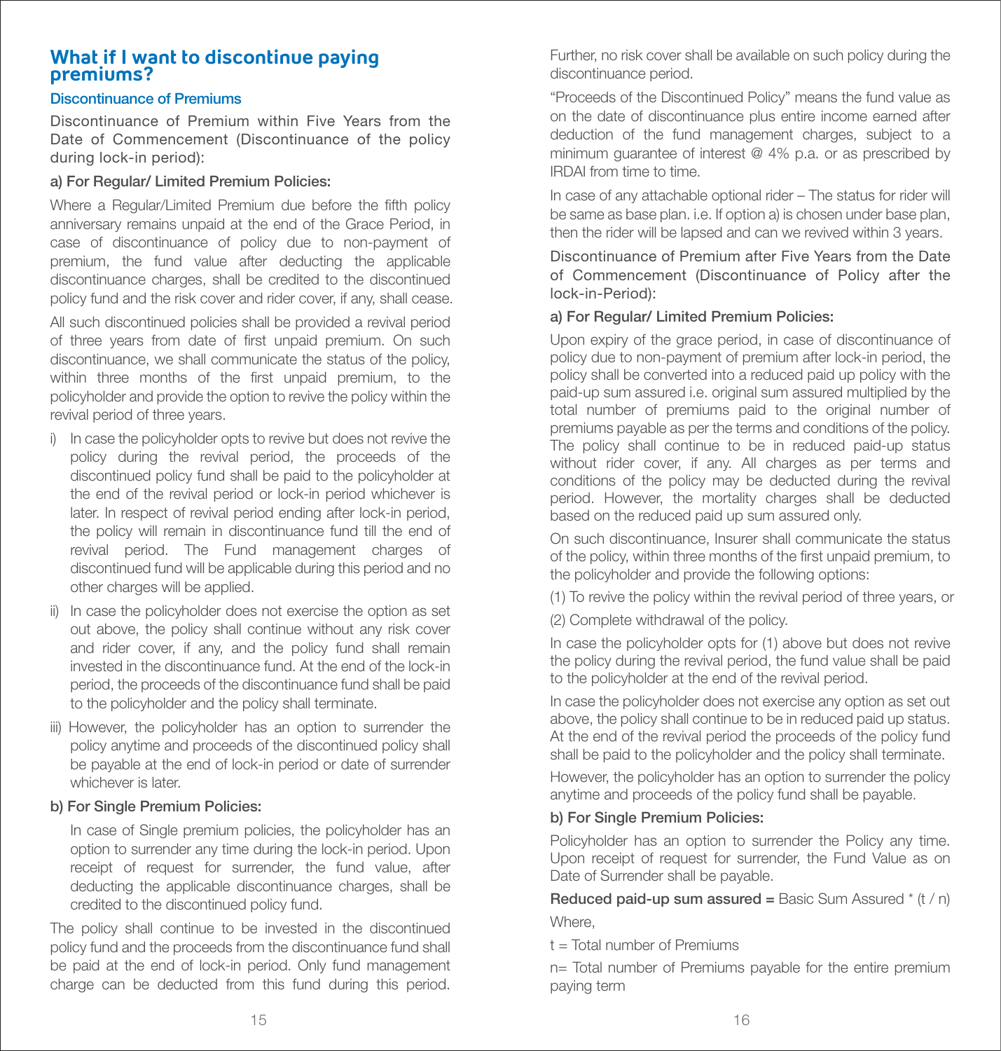## What if I want to discontinue paying premiums?

### Discontinuance of Premiums

Discontinuance of Premium within Five Years from the Date of Commencement (Discontinuance of the policy during lock-in period):

**a) For Regular/ Limited Premium Policies:**

Where a Regular/Limited Premium due before the fifth policy anniversary remains unpaid at the end of the Grace Period, in case of discontinuance of policy due to non-payment of premium, the fund value after deducting the applicable discontinuance charges, shall be credited to the discontinued policy fund and the risk cover and rider cover, if any, shall cease.

All such discontinued policies shall be provided a revival period of three years from date of first unpaid premium. On such discontinuance, we shall communicate the status of the policy, within three months of the first unpaid premium, to the policyholder and provide the option to revive the policy within the revival period of three years.

i) In case the policyholder opts to revive but does not revive the policy during the revival period, the proceeds of the discontinued policy fund shall be paid to the policyholder at the end of the revival period or lock-in period whichever is later. In respect of revival period ending after lock-in period, the policy will remain in discontinuance fund till the end of revival period. The Fund management charges of discontinued fund will be applicable during this period and no other charges will be applied.

ii) In case the policyholder does not exercise the option as set out above, the policy shall continue without any risk cover and rider cover, if any, and the policy fund shall remain invested in the discontinuance fund. At the end of the lock-in period, the proceeds of the discontinuance fund shall be paid to the policyholder and the policy shall terminate.

iii) However, the policyholder has an option to surrender the policy anytime and proceeds of the discontinued policy shall be payable at the end of lock-in period or date of surrender whichever is later.

**b) For Single Premium Policies:**

In case of Single premium policies, the policyholder has an option to surrender any time during the lock-in period. Upon receipt of request for surrender, the fund value, after deducting the applicable discontinuance charges, shall be credited to the discontinued policy fund.

The policy shall continue to be invested in the discontinued policy fund and the proceeds from the discontinuance fund shall be paid at the end of lock-in period. Only fund management charge can be deducted from this fund during this period. Further, no risk cover shall be available on such policy during the discontinuance period.

"Proceeds of the Discontinued Policy" means the fund value as on the date of discontinuance plus entire income earned after deduction of the fund management charges, subject to a minimum guarantee of interest @ 4% p.a. or as prescribed by IRDAI from time to time.

In case of any attachable optional rider – The status for rider will be same as base plan. i.e. If option a) is chosen under base plan, then the rider will be lapsed and can we revived within 3 years.

Discontinuance of Premium after Five Years from the Date of Commencement (Discontinuance of Policy after the lock-in-Period):

**a) For Regular/ Limited Premium Policies:**

Upon expiry of the grace period, in case of discontinuance of policy due to non-payment of premium after lock-in period, the policy shall be converted into a reduced paid up policy with the paid-up sum assured i.e. original sum assured multiplied by the total number of premiums paid to the original number of premiums payable as per the terms and conditions of the policy. The policy shall continue to be in reduced paid-up status without rider cover, if any. All charges as per terms and conditions of the policy may be deducted during the revival period. However, the mortality charges shall be deducted based on the reduced paid up sum assured only.

On such discontinuance, Insurer shall communicate the status of the policy, within three months of the first unpaid premium, to the policyholder and provide the following options:

(1) To revive the policy within the revival period of three years, or

(2) Complete withdrawal of the policy.

In case the policyholder opts for (1) above but does not revive the policy during the revival period, the fund value shall be paid to the policyholder at the end of the revival period.

In case the policyholder does not exercise any option as set out above, the policy shall continue to be in reduced paid up status. At the end of the revival period the proceeds of the policy fund shall be paid to the policyholder and the policy shall terminate.

However, the policyholder has an option to surrender the policy anytime and proceeds of the policy fund shall be payable.

**b) For Single Premium Policies:**

Policyholder has an option to surrender the Policy any time. Upon receipt of request for surrender, the Fund Value as on Date of Surrender shall be payable.

**Reduced paid-up sum assured =** Basic Sum Assured * (t / n)

Where,

t = Total number of Premiums

n= Total number of Premiums payable for the entire premium paying term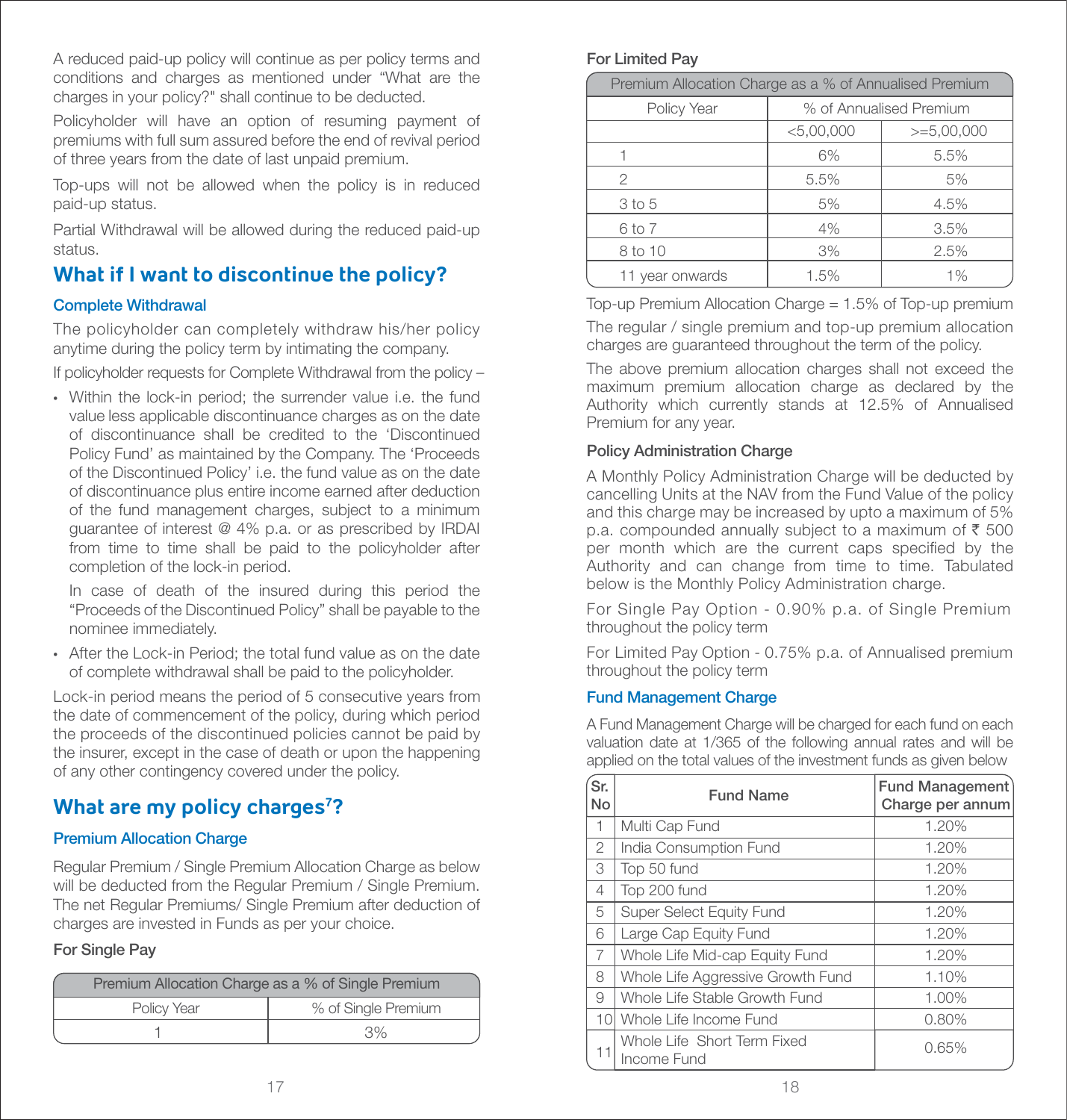A reduced paid-up policy will continue as per policy terms and conditions and charges as mentioned under "What are the charges in your policy?" shall continue to be deducted.

Policyholder will have an option of resuming payment of premiums with full sum assured before the end of revival period of three years from the date of last unpaid premium.

Top-ups will not be allowed when the policy is in reduced paid-up status.

Partial Withdrawal will be allowed during the reduced paid-up status.

## What if I want to discontinue the policy?

### Complete Withdrawal

The policyholder can completely withdraw his/her policy anytime during the policy term by intimating the company.

If policyholder requests for Complete Withdrawal from the policy –

- Within the lock-in period; the surrender value i.e. the fund value less applicable discontinuance charges as on the date of discontinuance shall be credited to the 'Discontinued Policy Fund' as maintained by the Company. The 'Proceeds of the Discontinued Policy' i.e. the fund value as on the date of discontinuance plus entire income earned after deduction of the fund management charges, subject to a minimum guarantee of interest @ 4% p.a. or as prescribed by IRDAI from time to time shall be paid to the policyholder after completion of the lock-in period.

  In case of death of the insured during this period the "Proceeds of the Discontinued Policy" shall be payable to the nominee immediately.

- After the Lock-in Period; the total fund value as on the date of complete withdrawal shall be paid to the policyholder.

Lock-in period means the period of 5 consecutive years from the date of commencement of the policy, during which period the proceeds of the discontinued policies cannot be paid by the insurer, except in the case of death or upon the happening of any other contingency covered under the policy.

## What are my policy charges[7]?

### Premium Allocation Charge

Regular Premium / Single Premium Allocation Charge as below will be deducted from the Regular Premium / Single Premium. The net Regular Premiums/ Single Premium after deduction of charges are invested in Funds as per your choice.

**For Single Pay**

| Premium Allocation Charge as a % of Single Premium | |
|---|---|
| Policy Year | % of Single Premium |
| 1 | 3% |

**For Limited Pay**

| Premium Allocation Charge as a % of Annualised Premium | | |
|---|---|---|
| Policy Year | % of Annualised Premium | |
| | <5,00,000 | >=5,00,000 |
| 1 | 6% | 5.5% |
| 2 | 5.5% | 5% |
| 3 to 5 | 5% | 4.5% |
| 6 to 7 | 4% | 3.5% |
| 8 to 10 | 3% | 2.5% |
| 11 year onwards | 1.5% | 1% |

Top-up Premium Allocation Charge = 1.5% of Top-up premium

The regular / single premium and top-up premium allocation charges are guaranteed throughout the term of the policy.

The above premium allocation charges shall not exceed the maximum premium allocation charge as declared by the Authority which currently stands at 12.5% of Annualised Premium for any year.

**Policy Administration Charge**

A Monthly Policy Administration Charge will be deducted by cancelling Units at the NAV from the Fund Value of the policy and this charge may be increased by upto a maximum of 5% p.a. compounded annually subject to a maximum of ₹ 500 per month which are the current caps specified by the Authority and can change from time to time. Tabulated below is the Monthly Policy Administration charge.

For Single Pay Option - 0.90% p.a. of Single Premium throughout the policy term

For Limited Pay Option - 0.75% p.a. of Annualised premium throughout the policy term

### Fund Management Charge

A Fund Management Charge will be charged for each fund on each valuation date at 1/365 of the following annual rates and will be applied on the total values of the investment funds as given below

| Sr. No | Fund Name | Fund Management Charge per annum |
|---|---|---|
| 1 | Multi Cap Fund | 1.20% |
| 2 | India Consumption Fund | 1.20% |
| 3 | Top 50 fund | 1.20% |
| 4 | Top 200 fund | 1.20% |
| 5 | Super Select Equity Fund | 1.20% |
| 6 | Large Cap Equity Fund | 1.20% |
| 7 | Whole Life Mid-cap Equity Fund | 1.20% |
| 8 | Whole Life Aggressive Growth Fund | 1.10% |
| 9 | Whole Life Stable Growth Fund | 1.00% |
| 10 | Whole Life Income Fund | 0.80% |
| 11 | Whole Life Short Term Fixed Income Fund | 0.65% |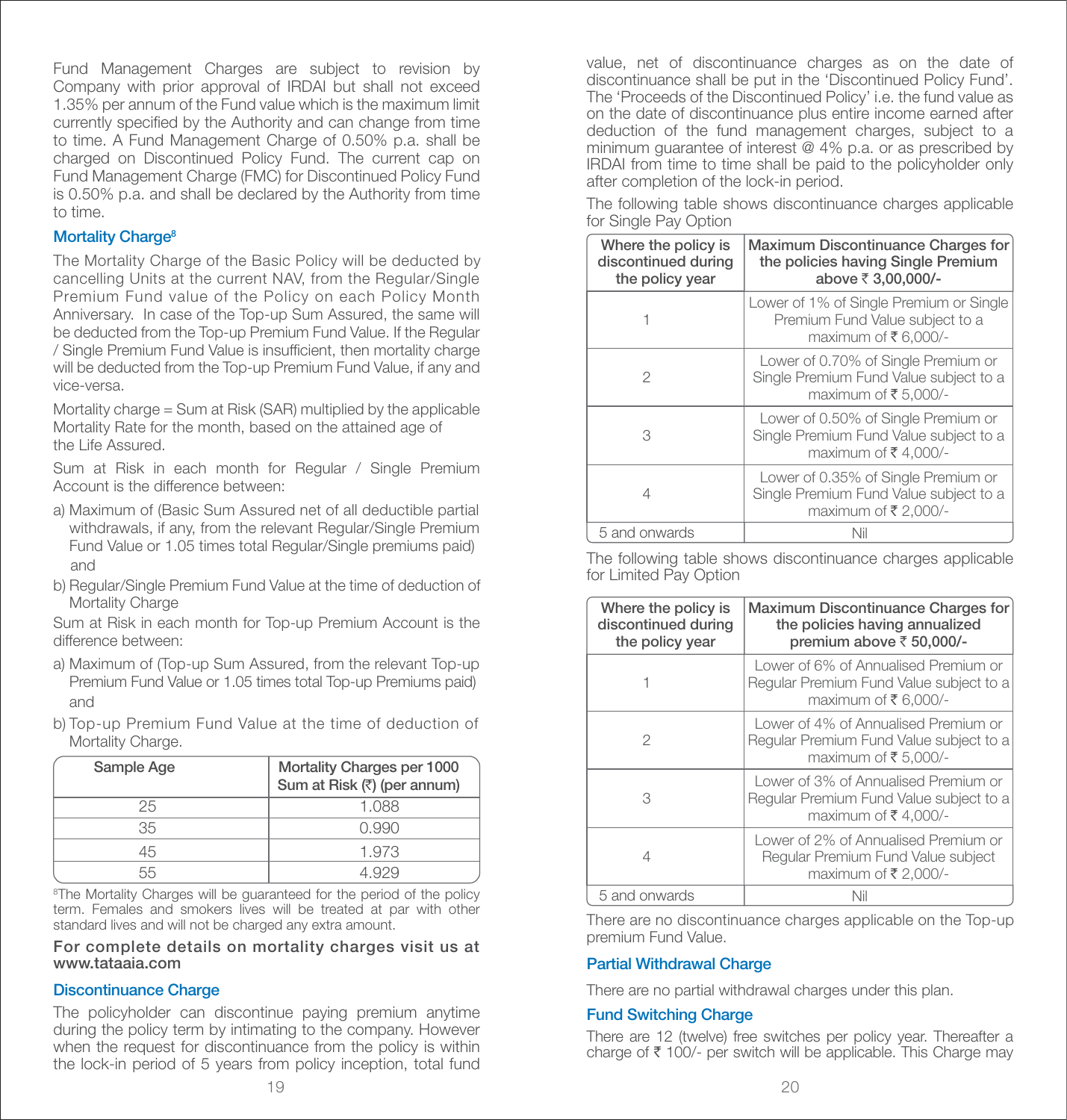Fund Management Charges are subject to revision by Company with prior approval of IRDAI but shall not exceed 1.35% per annum of the Fund value which is the maximum limit currently specified by the Authority and can change from time to time. A Fund Management Charge of 0.50% p.a. shall be charged on Discontinued Policy Fund. The current cap on Fund Management Charge (FMC) for Discontinued Policy Fund is 0.50% p.a. and shall be declared by the Authority from time to time.

### Mortality Charge[8]

The Mortality Charge of the Basic Policy will be deducted by cancelling Units at the current NAV, from the Regular/Single Premium Fund value of the Policy on each Policy Month Anniversary. In case of the Top-up Sum Assured, the same will be deducted from the Top-up Premium Fund Value. If the Regular / Single Premium Fund Value is insufficient, then mortality charge will be deducted from the Top-up Premium Fund Value, if any and vice-versa.

Mortality charge = Sum at Risk (SAR) multiplied by the applicable Mortality Rate for the month, based on the attained age of the Life Assured.

Sum at Risk in each month for Regular / Single Premium Account is the difference between:

a) Maximum of (Basic Sum Assured net of all deductible partial withdrawals, if any, from the relevant Regular/Single Premium Fund Value or 1.05 times total Regular/Single premiums paid) and

b) Regular/Single Premium Fund Value at the time of deduction of Mortality Charge

Sum at Risk in each month for Top-up Premium Account is the difference between:

a) Maximum of (Top-up Sum Assured, from the relevant Top-up Premium Fund Value or 1.05 times total Top-up Premiums paid) and

b) Top-up Premium Fund Value at the time of deduction of Mortality Charge.

| Sample Age | Mortality Charges per 1000 Sum at Risk (₹) (per annum) |
|---|---|
| 25 | 1.088 |
| 35 | 0.990 |
| 45 | 1.973 |
| 55 | 4.929 |

[8]The Mortality Charges will be guaranteed for the period of the policy term. Females and smokers lives will be treated at par with other standard lives and will not be charged any extra amount.

**For complete details on mortality charges visit us at www.tataaia.com**

### Discontinuance Charge

The policyholder can discontinue paying premium anytime during the policy term by intimating to the company. However when the request for discontinuance from the policy is within the lock-in period of 5 years from policy inception, total fund value, net of discontinuance charges as on the date of discontinuance shall be put in the 'Discontinued Policy Fund'. The 'Proceeds of the Discontinued Policy' i.e. the fund value as on the date of discontinuance plus entire income earned after deduction of the fund management charges, subject to a minimum guarantee of interest @ 4% p.a. or as prescribed by IRDAI from time to time shall be paid to the policyholder only after completion of the lock-in period.

The following table shows discontinuance charges applicable for Single Pay Option

| Where the policy is discontinued during the policy year | Maximum Discontinuance Charges for the policies having Single Premium above ₹ 3,00,000/- |
|---|---|
| 1 | Lower of 1% of Single Premium or Single Premium Fund Value subject to a maximum of ₹ 6,000/- |
| 2 | Lower of 0.70% of Single Premium or Single Premium Fund Value subject to a maximum of ₹ 5,000/- |
| 3 | Lower of 0.50% of Single Premium or Single Premium Fund Value subject to a maximum of ₹ 4,000/- |
| 4 | Lower of 0.35% of Single Premium or Single Premium Fund Value subject to a maximum of ₹ 2,000/- |
| 5 and onwards | Nil |

The following table shows discontinuance charges applicable for Limited Pay Option

| Where the policy is discontinued during the policy year | Maximum Discontinuance Charges for the policies having annualized premium above ₹ 50,000/- |
|---|---|
| 1 | Lower of 6% of Annualised Premium or Regular Premium Fund Value subject to a maximum of ₹ 6,000/- |
| 2 | Lower of 4% of Annualised Premium or Regular Premium Fund Value subject to a maximum of ₹ 5,000/- |
| 3 | Lower of 3% of Annualised Premium or Regular Premium Fund Value subject to a maximum of ₹ 4,000/- |
| 4 | Lower of 2% of Annualised Premium or Regular Premium Fund Value subject maximum of ₹ 2,000/- |
| 5 and onwards | Nil |

There are no discontinuance charges applicable on the Top-up premium Fund Value.

### Partial Withdrawal Charge

There are no partial withdrawal charges under this plan.

### Fund Switching Charge

There are 12 (twelve) free switches per policy year. Thereafter a charge of ₹ 100/- per switch will be applicable. This Charge may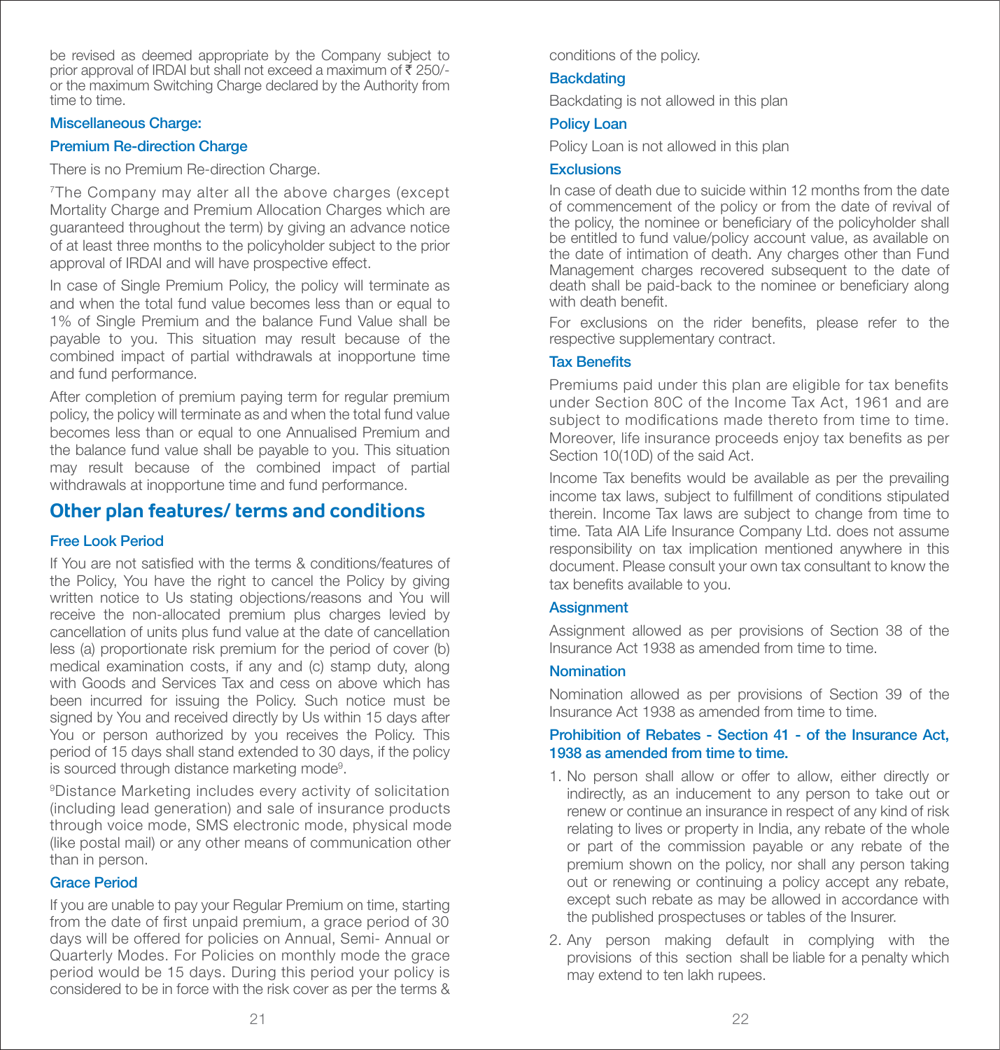be revised as deemed appropriate by the Company subject to prior approval of IRDAI but shall not exceed a maximum of ₹ 250/- or the maximum Switching Charge declared by the Authority from time to time.

### Miscellaneous Charge:

### Premium Re-direction Charge

There is no Premium Re-direction Charge.

[7]The Company may alter all the above charges (except Mortality Charge and Premium Allocation Charges which are guaranteed throughout the term) by giving an advance notice of at least three months to the policyholder subject to the prior approval of IRDAI and will have prospective effect.

In case of Single Premium Policy, the policy will terminate as and when the total fund value becomes less than or equal to 1% of Single Premium and the balance Fund Value shall be payable to you. This situation may result because of the combined impact of partial withdrawals at inopportune time and fund performance.

After completion of premium paying term for regular premium policy, the policy will terminate as and when the total fund value becomes less than or equal to one Annualised Premium and the balance fund value shall be payable to you. This situation may result because of the combined impact of partial withdrawals at inopportune time and fund performance.

## Other plan features/ terms and conditions

### Free Look Period

If You are not satisfied with the terms & conditions/features of the Policy, You have the right to cancel the Policy by giving written notice to Us stating objections/reasons and You will receive the non-allocated premium plus charges levied by cancellation of units plus fund value at the date of cancellation less (a) proportionate risk premium for the period of cover (b) medical examination costs, if any and (c) stamp duty, along with Goods and Services Tax and cess on above which has been incurred for issuing the Policy. Such notice must be signed by You and received directly by Us within 15 days after You or person authorized by you receives the Policy. This period of 15 days shall stand extended to 30 days, if the policy is sourced through distance marketing mode[9].

[9]Distance Marketing includes every activity of solicitation (including lead generation) and sale of insurance products through voice mode, SMS electronic mode, physical mode (like postal mail) or any other means of communication other than in person.

### Grace Period

If you are unable to pay your Regular Premium on time, starting from the date of first unpaid premium, a grace period of 30 days will be offered for policies on Annual, Semi- Annual or Quarterly Modes. For Policies on monthly mode the grace period would be 15 days. During this period your policy is considered to be in force with the risk cover as per the terms & conditions of the policy.

### Backdating

Backdating is not allowed in this plan

### Policy Loan

Policy Loan is not allowed in this plan

### Exclusions

In case of death due to suicide within 12 months from the date of commencement of the policy or from the date of revival of the policy, the nominee or beneficiary of the policyholder shall be entitled to fund value/policy account value, as available on the date of intimation of death. Any charges other than Fund Management charges recovered subsequent to the date of death shall be paid-back to the nominee or beneficiary along with death benefit.

For exclusions on the rider benefits, please refer to the respective supplementary contract.

### Tax Benefits

Premiums paid under this plan are eligible for tax benefits under Section 80C of the Income Tax Act, 1961 and are subject to modifications made thereto from time to time. Moreover, life insurance proceeds enjoy tax benefits as per Section 10(10D) of the said Act.

Income Tax benefits would be available as per the prevailing income tax laws, subject to fulfillment of conditions stipulated therein. Income Tax laws are subject to change from time to time. Tata AIA Life Insurance Company Ltd. does not assume responsibility on tax implication mentioned anywhere in this document. Please consult your own tax consultant to know the tax benefits available to you.

### Assignment

Assignment allowed as per provisions of Section 38 of the Insurance Act 1938 as amended from time to time.

### Nomination

Nomination allowed as per provisions of Section 39 of the Insurance Act 1938 as amended from time to time.

### Prohibition of Rebates - Section 41 - of the Insurance Act, 1938 as amended from time to time.

1. No person shall allow or offer to allow, either directly or indirectly, as an inducement to any person to take out or renew or continue an insurance in respect of any kind of risk relating to lives or property in India, any rebate of the whole or part of the commission payable or any rebate of the premium shown on the policy, nor shall any person taking out or renewing or continuing a policy accept any rebate, except such rebate as may be allowed in accordance with the published prospectuses or tables of the Insurer.
2. Any person making default in complying with the provisions of this section shall be liable for a penalty which may extend to ten lakh rupees.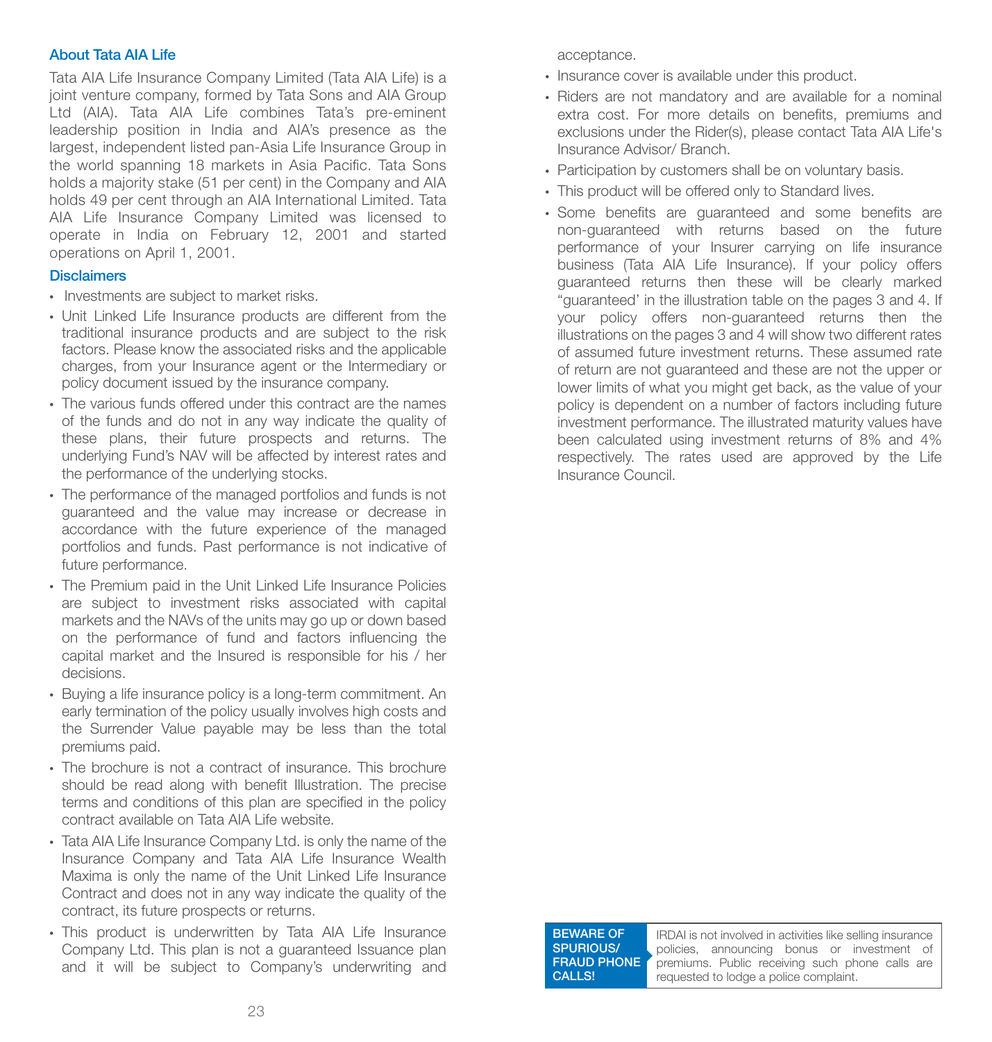## About Tata AIA Life

Tata AIA Life Insurance Company Limited (Tata AIA Life) is a joint venture company, formed by Tata Sons and AIA Group Ltd (AIA). Tata AIA Life combines Tata's pre-eminent leadership position in India and AIA's presence as the largest, independent listed pan-Asia Life Insurance Group in the world spanning 18 markets in Asia Pacific. Tata Sons holds a majority stake (51 per cent) in the Company and AIA holds 49 per cent through an AIA International Limited. Tata AIA Life Insurance Company Limited was licensed to operate in India on February 12, 2001 and started operations on April 1, 2001.

## Disclaimers

- Investments are subject to market risks.
- Unit Linked Life Insurance products are different from the traditional insurance products and are subject to the risk factors. Please know the associated risks and the applicable charges, from your Insurance agent or the Intermediary or policy document issued by the insurance company.
- The various funds offered under this contract are the names of the funds and do not in any way indicate the quality of these plans, their future prospects and returns. The underlying Fund's NAV will be affected by interest rates and the performance of the underlying stocks.
- The performance of the managed portfolios and funds is not guaranteed and the value may increase or decrease in accordance with the future experience of the managed portfolios and funds. Past performance is not indicative of future performance.
- The Premium paid in the Unit Linked Life Insurance Policies are subject to investment risks associated with capital markets and the NAVs of the units may go up or down based on the performance of fund and factors influencing the capital market and the Insured is responsible for his / her decisions.
- Buying a life insurance policy is a long-term commitment. An early termination of the policy usually involves high costs and the Surrender Value payable may be less than the total premiums paid.
- The brochure is not a contract of insurance. This brochure should be read along with benefit Illustration. The precise terms and conditions of this plan are specified in the policy contract available on Tata AIA Life website.
- Tata AIA Life Insurance Company Ltd. is only the name of the Insurance Company and Tata AIA Life Insurance Wealth Maxima is only the name of the Unit Linked Life Insurance Contract and does not in any way indicate the quality of the contract, its future prospects or returns.
- This product is underwritten by Tata AIA Life Insurance Company Ltd. This plan is not a guaranteed Issuance plan and it will be subject to Company's underwriting and acceptance.
- Insurance cover is available under this product.
- Riders are not mandatory and are available for a nominal extra cost. For more details on benefits, premiums and exclusions under the Rider(s), please contact Tata AIA Life's Insurance Advisor/ Branch.
- Participation by customers shall be on voluntary basis.
- This product will be offered only to Standard lives.
- Some benefits are guaranteed and some benefits are non-guaranteed with returns based on the future performance of your Insurer carrying on life insurance business (Tata AIA Life Insurance). If your policy offers guaranteed returns then these will be clearly marked "guaranteed' in the illustration table on the pages 3 and 4. If your policy offers non-guaranteed returns then the illustrations on the pages 3 and 4 will show two different rates of assumed future investment returns. These assumed rate of return are not guaranteed and these are not the upper or lower limits of what you might get back, as the value of your policy is dependent on a number of factors including future investment performance. The illustrated maturity values have been calculated using investment returns of 8% and 4% respectively. The rates used are approved by the Life Insurance Council.

**BEWARE OF SPURIOUS/ FRAUD PHONE CALLS!** IRDAI is not involved in activities like selling insurance policies, announcing bonus or investment of premiums. Public receiving such phone calls are requested to lodge a police complaint.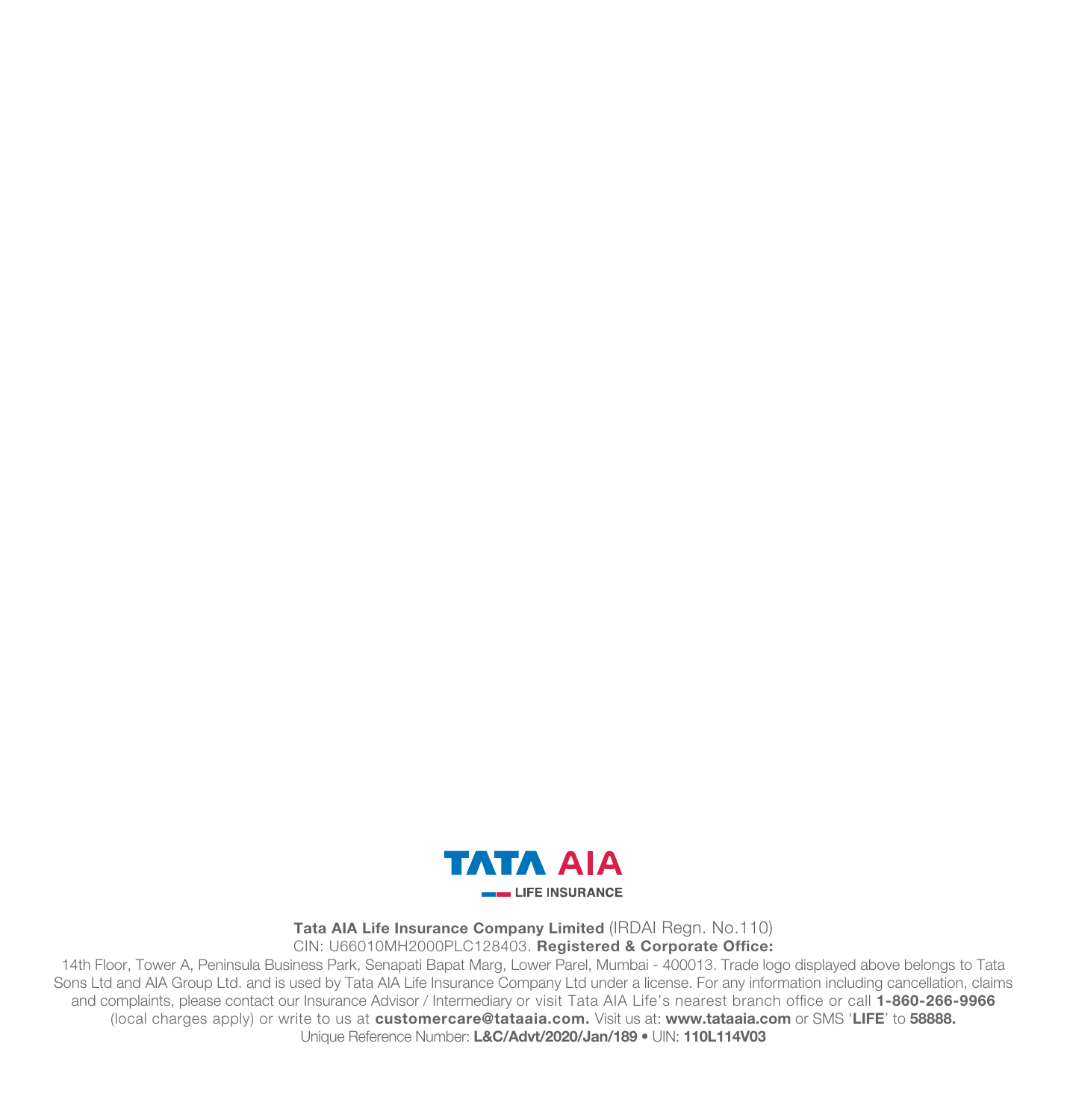TATA AIA

LIFE INSURANCE

**Tata AIA Life Insurance Company Limited** (IRDAI Regn. No.110)
CIN: U66010MH2000PLC128403. **Registered & Corporate Office:**
14th Floor, Tower A, Peninsula Business Park, Senapati Bapat Marg, Lower Parel, Mumbai - 400013. Trade logo displayed above belongs to Tata Sons Ltd and AIA Group Ltd. and is used by Tata AIA Life Insurance Company Ltd under a license. For any information including cancellation, claims and complaints, please contact our Insurance Advisor / Intermediary or visit Tata AIA Life's nearest branch office or call **1-860-266-9966** (local charges apply) or write to us at **customercare@tataaia.com.** Visit us at: **www.tataaia.com** or SMS '**LIFE**' to **58888.**
Unique Reference Number: **L&C/Advt/2020/Jan/189** • UIN: **110L114V03**